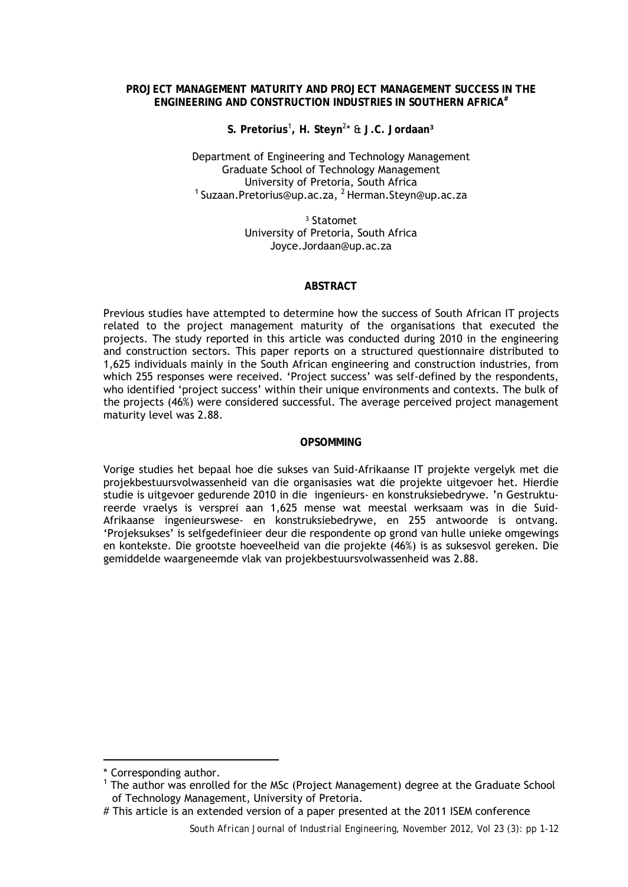# PROJECT MANAGEMENT MATURITY AND PROJECT MANAGEMENT SUCCESS IN THE ENGINEERING AND CONSTRUCTION INDUSTRIES IN SOUTHERN AFRICA[#]

**S. Pretorius[1], H. Steyn[2]* & J.C. Jordaan[3]**

Department of Engineering and Technology Management
Graduate School of Technology Management
University of Pretoria, South Africa
[1] Suzaan.Pretorius@up.ac.za, [2] Herman.Steyn@up.ac.za

[3] Statomet
University of Pretoria, South Africa
Joyce.Jordaan@up.ac.za

## ABSTRACT

Previous studies have attempted to determine how the success of South African IT projects related to the project management maturity of the organisations that executed the projects. The study reported in this article was conducted during 2010 in the engineering and construction sectors. This paper reports on a structured questionnaire distributed to 1,625 individuals mainly in the South African engineering and construction industries, from which 255 responses were received. 'Project success' was self-defined by the respondents, who identified 'project success' within their unique environments and contexts. The bulk of the projects (46%) were considered successful. The average perceived project management maturity level was 2.88.

## OPSOMMING

Vorige studies het bepaal hoe die sukses van Suid-Afrikaanse IT projekte vergelyk met die projekbestuursvolwassenheid van die organisasies wat die projekte uitgevoer het. Hierdie studie is uitgevoer gedurende 2010 in die ingenieurs- en konstruksiebedrywe. 'n Gestruktureerde vraelys is versprei aan 1,625 mense wat meestal werksaam was in die Suid-Afrikaanse ingenieurswese- en konstruksiebedrywe, en 255 antwoorde is ontvang. 'Projeksukses' is selfgedefinieer deur die respondente op grond van hulle unieke omgewings en kontekste. Die grootste hoeveelheid van die projekte (46%) is as suksesvol gereken. Die gemiddelde waargeneemde vlak van projekbestuursvolwassenheid was 2.88.

---

* Corresponding author.

[1] The author was enrolled for the MSc (Project Management) degree at the Graduate School of Technology Management, University of Pretoria.

# This article is an extended version of a paper presented at the 2011 ISEM conference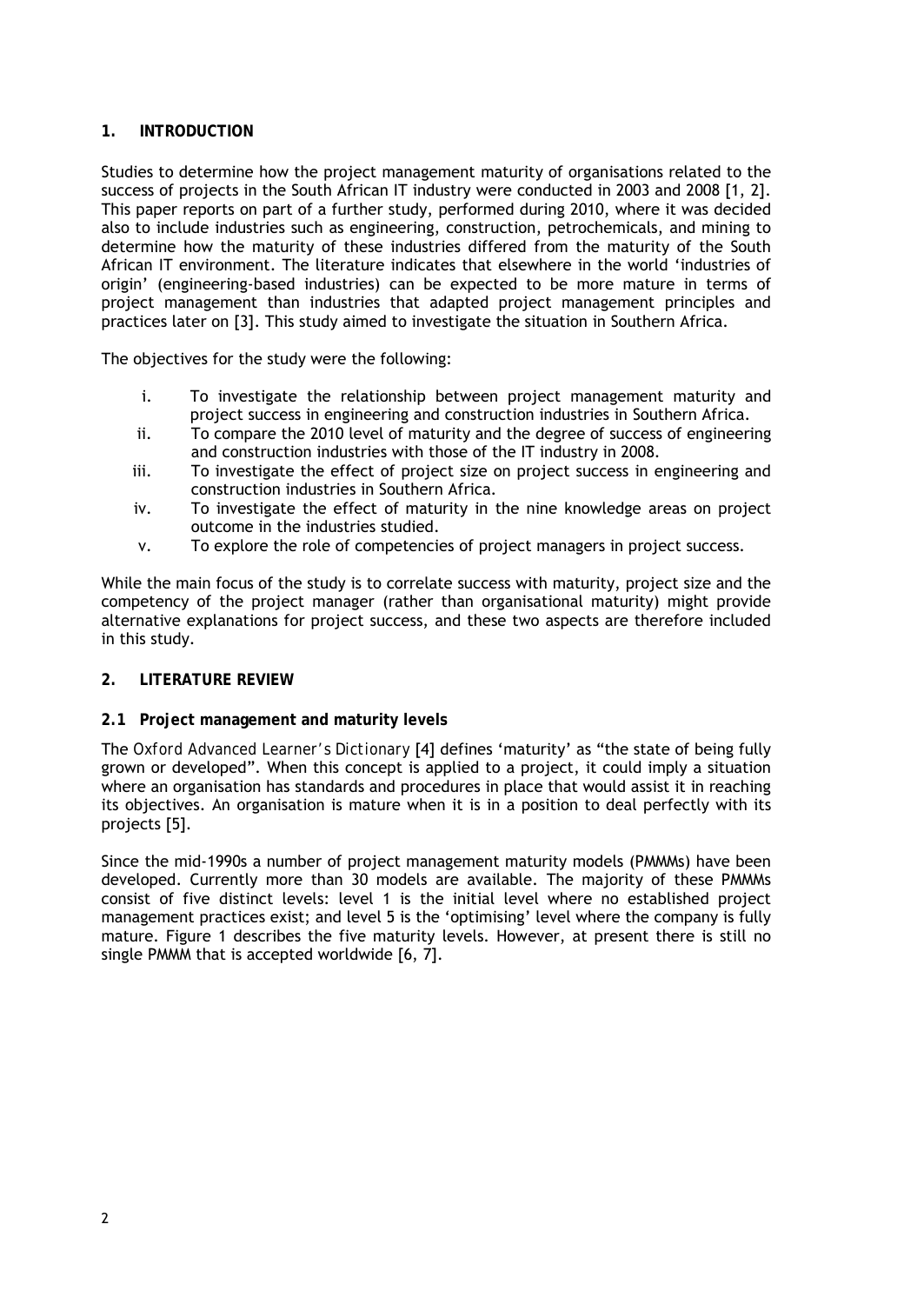## 1. INTRODUCTION

Studies to determine how the project management maturity of organisations related to the success of projects in the South African IT industry were conducted in 2003 and 2008 [1, 2]. This paper reports on part of a further study, performed during 2010, where it was decided also to include industries such as engineering, construction, petrochemicals, and mining to determine how the maturity of these industries differed from the maturity of the South African IT environment. The literature indicates that elsewhere in the world 'industries of origin' (engineering-based industries) can be expected to be more mature in terms of project management than industries that adapted project management principles and practices later on [3]. This study aimed to investigate the situation in Southern Africa.

The objectives for the study were the following:

i. To investigate the relationship between project management maturity and project success in engineering and construction industries in Southern Africa.
ii. To compare the 2010 level of maturity and the degree of success of engineering and construction industries with those of the IT industry in 2008.
iii. To investigate the effect of project size on project success in engineering and construction industries in Southern Africa.
iv. To investigate the effect of maturity in the nine knowledge areas on project outcome in the industries studied.
v. To explore the role of competencies of project managers in project success.

While the main focus of the study is to correlate success with maturity, project size and the competency of the project manager (rather than organisational maturity) might provide alternative explanations for project success, and these two aspects are therefore included in this study.

## 2. LITERATURE REVIEW

### 2.1 Project management and maturity levels

The *Oxford Advanced Learner's Dictionary* [4] defines 'maturity' as "the state of being fully grown or developed". When this concept is applied to a project, it could imply a situation where an organisation has standards and procedures in place that would assist it in reaching its objectives. An organisation is mature when it is in a position to deal perfectly with its projects [5].

Since the mid-1990s a number of project management maturity models (PMMMs) have been developed. Currently more than 30 models are available. The majority of these PMMMs consist of five distinct levels: level 1 is the initial level where no established project management practices exist; and level 5 is the 'optimising' level where the company is fully mature. Figure 1 describes the five maturity levels. However, at present there is still no single PMMM that is accepted worldwide [6, 7].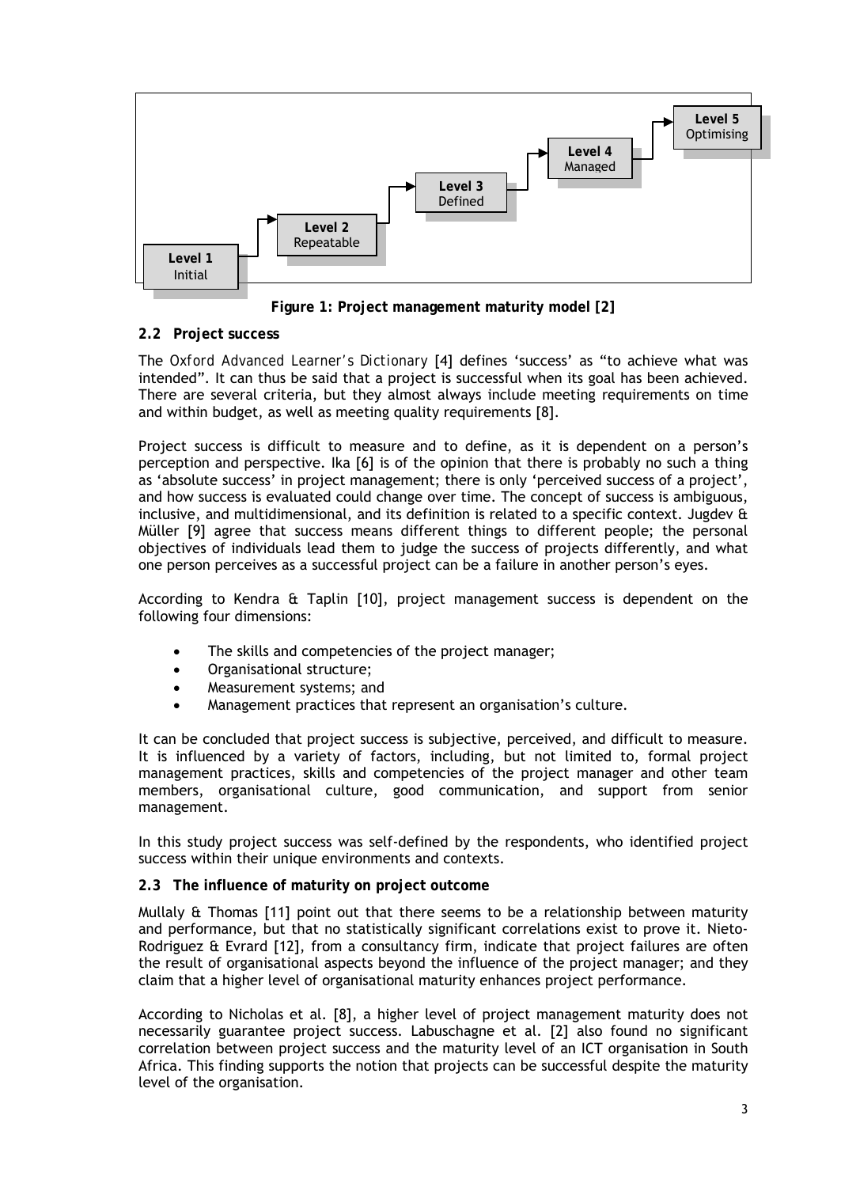Level 1 Initial → Level 2 Repeatable → Level 3 Defined → Level 4 Managed → Level 5 Optimising

**Figure 1: Project management maturity model [2]**

### 2.2 Project success

The *Oxford Advanced Learner's Dictionary* [4] defines 'success' as "to achieve what was intended". It can thus be said that a project is successful when its goal has been achieved. There are several criteria, but they almost always include meeting requirements on time and within budget, as well as meeting quality requirements [8].

Project success is difficult to measure and to define, as it is dependent on a person's perception and perspective. Ika [6] is of the opinion that there is probably no such a thing as 'absolute success' in project management; there is only 'perceived success of a project', and how success is evaluated could change over time. The concept of success is ambiguous, inclusive, and multidimensional, and its definition is related to a specific context. Jugdev & Müller [9] agree that success means different things to different people; the personal objectives of individuals lead them to judge the success of projects differently, and what one person perceives as a successful project can be a failure in another person's eyes.

According to Kendra & Taplin [10], project management success is dependent on the following four dimensions:

- The skills and competencies of the project manager;
- Organisational structure;
- Measurement systems; and
- Management practices that represent an organisation's culture.

It can be concluded that project success is subjective, perceived, and difficult to measure. It is influenced by a variety of factors, including, but not limited to, formal project management practices, skills and competencies of the project manager and other team members, organisational culture, good communication, and support from senior management.

In this study project success was self-defined by the respondents, who identified project success within their unique environments and contexts.

### 2.3 The influence of maturity on project outcome

Mullaly & Thomas [11] point out that there seems to be a relationship between maturity and performance, but that no statistically significant correlations exist to prove it. Nieto-Rodriguez & Evrard [12], from a consultancy firm, indicate that project failures are often the result of organisational aspects beyond the influence of the project manager; and they claim that a higher level of organisational maturity enhances project performance.

According to Nicholas et al. [8], a higher level of project management maturity does not necessarily guarantee project success. Labuschagne et al. [2] also found no significant correlation between project success and the maturity level of an ICT organisation in South Africa. This finding supports the notion that projects can be successful despite the maturity level of the organisation.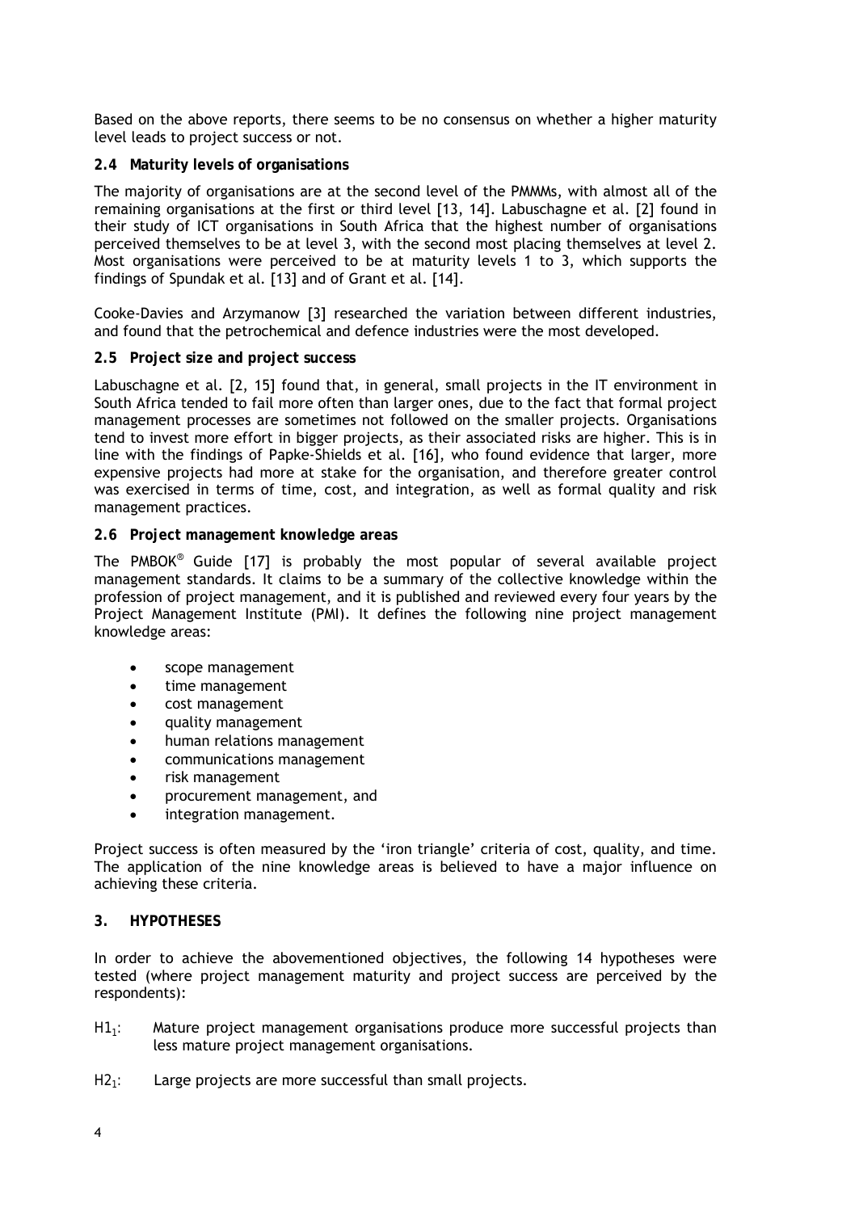Based on the above reports, there seems to be no consensus on whether a higher maturity level leads to project success or not.

### 2.4 Maturity levels of organisations

The majority of organisations are at the second level of the PMMMs, with almost all of the remaining organisations at the first or third level [13, 14]. Labuschagne et al. [2] found in their study of ICT organisations in South Africa that the highest number of organisations perceived themselves to be at level 3, with the second most placing themselves at level 2. Most organisations were perceived to be at maturity levels 1 to 3, which supports the findings of Spundak et al. [13] and of Grant et al. [14].

Cooke-Davies and Arzymanow [3] researched the variation between different industries, and found that the petrochemical and defence industries were the most developed.

### 2.5 Project size and project success

Labuschagne et al. [2, 15] found that, in general, small projects in the IT environment in South Africa tended to fail more often than larger ones, due to the fact that formal project management processes are sometimes not followed on the smaller projects. Organisations tend to invest more effort in bigger projects, as their associated risks are higher. This is in line with the findings of Papke-Shields et al. [16], who found evidence that larger, more expensive projects had more at stake for the organisation, and therefore greater control was exercised in terms of time, cost, and integration, as well as formal quality and risk management practices.

### 2.6 Project management knowledge areas

The PMBOK® Guide [17] is probably the most popular of several available project management standards. It claims to be a summary of the collective knowledge within the profession of project management, and it is published and reviewed every four years by the Project Management Institute (PMI). It defines the following nine project management knowledge areas:

- scope management
- time management
- cost management
- quality management
- human relations management
- communications management
- risk management
- procurement management, and
- integration management.

Project success is often measured by the 'iron triangle' criteria of cost, quality, and time. The application of the nine knowledge areas is believed to have a major influence on achieving these criteria.

## 3. HYPOTHESES

In order to achieve the abovementioned objectives, the following 14 hypotheses were tested (where project management maturity and project success are perceived by the respondents):

$H1_1$: Mature project management organisations produce more successful projects than less mature project management organisations.

$H2_1$: Large projects are more successful than small projects.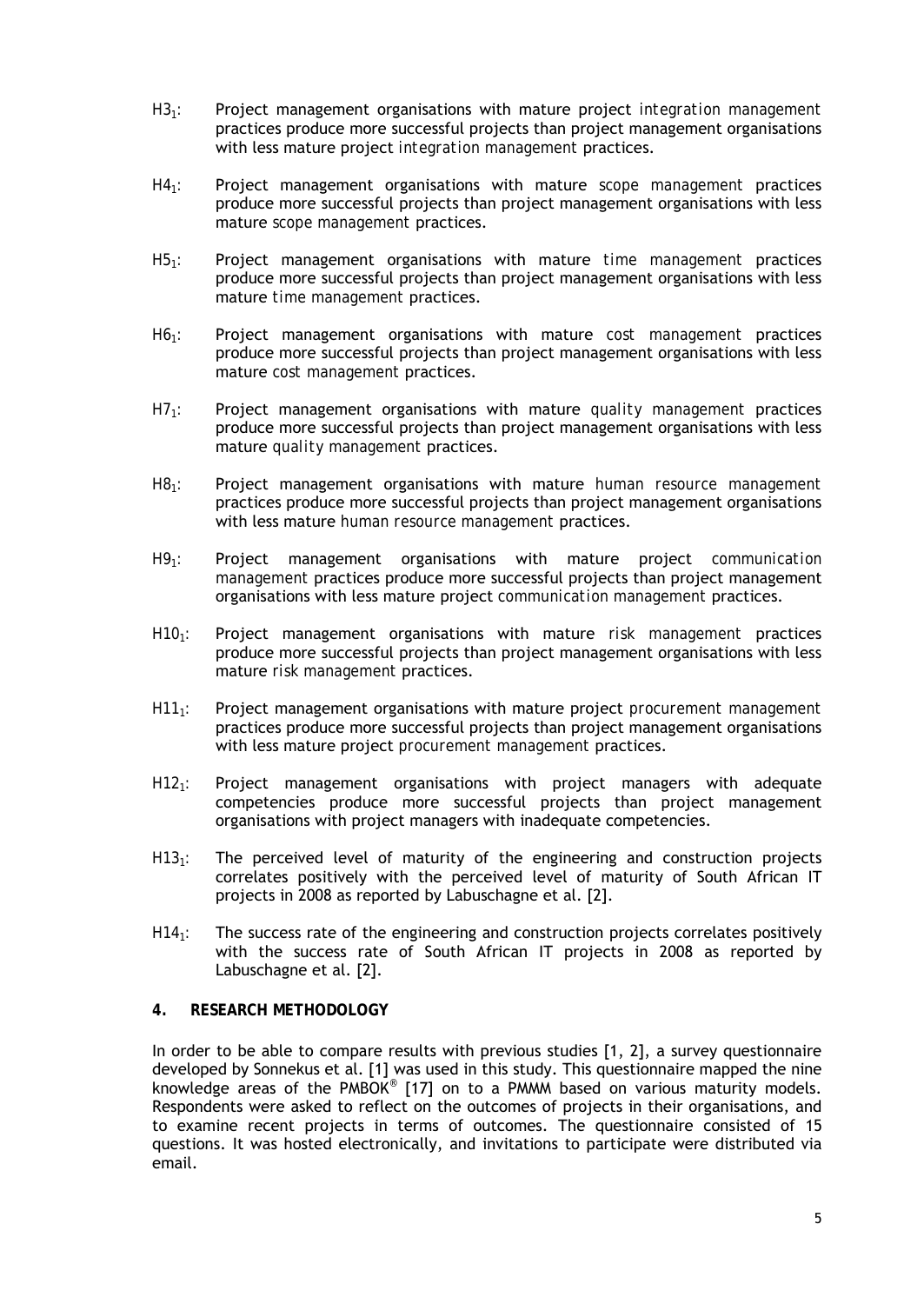$H3_1$: Project management organisations with mature project *integration management* practices produce more successful projects than project management organisations with less mature project *integration management* practices.

$H4_1$: Project management organisations with mature *scope management* practices produce more successful projects than project management organisations with less mature *scope management* practices.

$H5_1$: Project management organisations with mature *time management* practices produce more successful projects than project management organisations with less mature *time management* practices.

$H6_1$: Project management organisations with mature *cost management* practices produce more successful projects than project management organisations with less mature *cost management* practices.

$H7_1$: Project management organisations with mature *quality management* practices produce more successful projects than project management organisations with less mature *quality management* practices.

$H8_1$: Project management organisations with mature *human resource management* practices produce more successful projects than project management organisations with less mature *human resource management* practices.

$H9_1$: Project management organisations with mature project *communication management* practices produce more successful projects than project management organisations with less mature project *communication management* practices.

$H10_1$: Project management organisations with mature *risk management* practices produce more successful projects than project management organisations with less mature *risk management* practices.

$H11_1$: Project management organisations with mature project *procurement management* practices produce more successful projects than project management organisations with less mature project *procurement management* practices.

$H12_1$: Project management organisations with project managers with adequate competencies produce more successful projects than project management organisations with project managers with inadequate competencies.

$H13_1$: The perceived level of maturity of the engineering and construction projects correlates positively with the perceived level of maturity of South African IT projects in 2008 as reported by Labuschagne et al. [2].

$H14_1$: The success rate of the engineering and construction projects correlates positively with the success rate of South African IT projects in 2008 as reported by Labuschagne et al. [2].

## 4. RESEARCH METHODOLOGY

In order to be able to compare results with previous studies [1, 2], a survey questionnaire developed by Sonnekus et al. [1] was used in this study. This questionnaire mapped the nine knowledge areas of the PMBOK® [17] on to a PMMM based on various maturity models. Respondents were asked to reflect on the outcomes of projects in their organisations, and to examine recent projects in terms of outcomes. The questionnaire consisted of 15 questions. It was hosted electronically, and invitations to participate were distributed via email.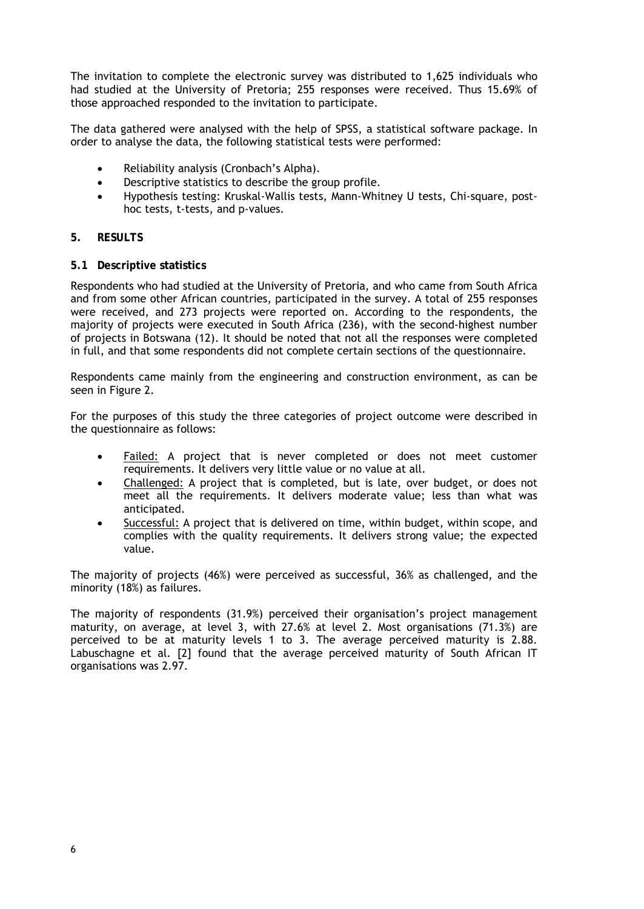The invitation to complete the electronic survey was distributed to 1,625 individuals who had studied at the University of Pretoria; 255 responses were received. Thus 15.69% of those approached responded to the invitation to participate.

The data gathered were analysed with the help of SPSS, a statistical software package. In order to analyse the data, the following statistical tests were performed:

- Reliability analysis (Cronbach's Alpha).
- Descriptive statistics to describe the group profile.
- Hypothesis testing: Kruskal-Wallis tests, Mann-Whitney U tests, Chi-square, post-hoc tests, t-tests, and p-values.

## 5. RESULTS

### 5.1 Descriptive statistics

Respondents who had studied at the University of Pretoria, and who came from South Africa and from some other African countries, participated in the survey. A total of 255 responses were received, and 273 projects were reported on. According to the respondents, the majority of projects were executed in South Africa (236), with the second-highest number of projects in Botswana (12). It should be noted that not all the responses were completed in full, and that some respondents did not complete certain sections of the questionnaire.

Respondents came mainly from the engineering and construction environment, as can be seen in Figure 2.

For the purposes of this study the three categories of project outcome were described in the questionnaire as follows:

- Failed: A project that is never completed or does not meet customer requirements. It delivers very little value or no value at all.
- Challenged: A project that is completed, but is late, over budget, or does not meet all the requirements. It delivers moderate value; less than what was anticipated.
- Successful: A project that is delivered on time, within budget, within scope, and complies with the quality requirements. It delivers strong value; the expected value.

The majority of projects (46%) were perceived as successful, 36% as challenged, and the minority (18%) as failures.

The majority of respondents (31.9%) perceived their organisation's project management maturity, on average, at level 3, with 27.6% at level 2. Most organisations (71.3%) are perceived to be at maturity levels 1 to 3. The average perceived maturity is 2.88. Labuschagne et al. [2] found that the average perceived maturity of South African IT organisations was 2.97.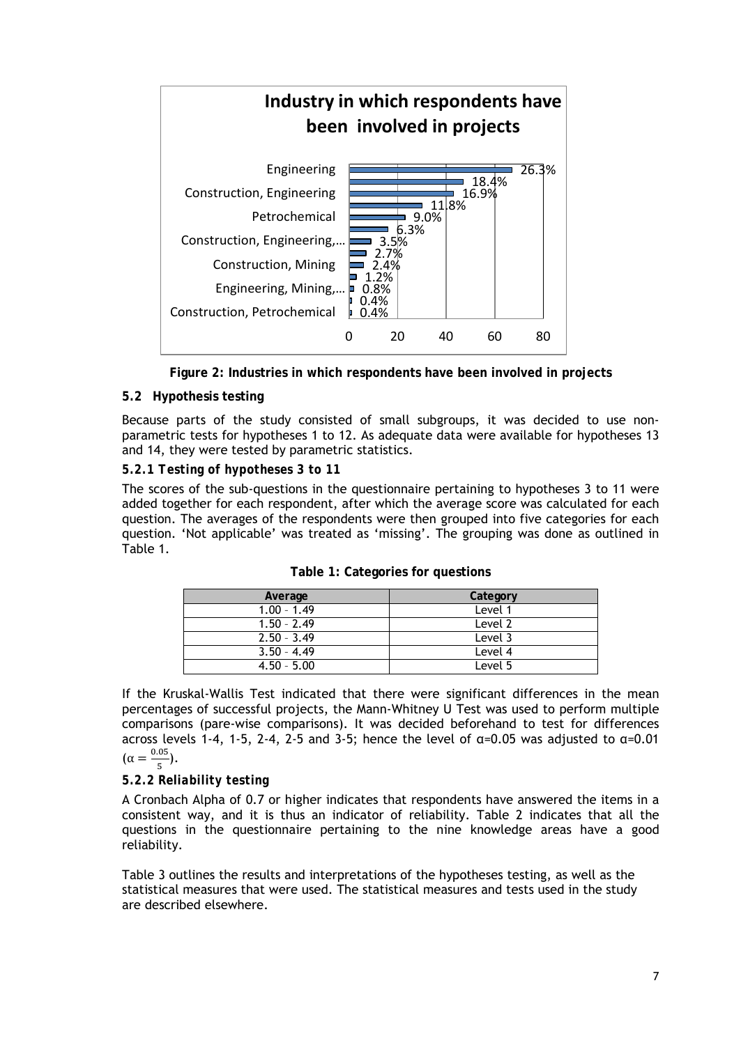**Industry in which respondents have been involved in projects**

| Industry | Percentage |
|---|---|
| Engineering | 26.3% |
| | 18.4% |
| Construction, Engineering | 16.9% |
| | 11.8% |
| Petrochemical | 9.0% |
| | 6.3% |
| Construction, Engineering,… | 3.5% |
| | 2.7% |
| Construction, Mining | 2.4% |
| | 1.2% |
| Engineering, Mining,… | 0.8% |
| | 0.4% |
| Construction, Petrochemical | 0.4% |

**Figure 2: Industries in which respondents have been involved in projects**

### 5.2 Hypothesis testing

Because parts of the study consisted of small subgroups, it was decided to use non-parametric tests for hypotheses 1 to 12. As adequate data were available for hypotheses 13 and 14, they were tested by parametric statistics.

#### *5.2.1 Testing of hypotheses 3 to 11*

The scores of the sub-questions in the questionnaire pertaining to hypotheses 3 to 11 were added together for each respondent, after which the average score was calculated for each question. The averages of the respondents were then grouped into five categories for each question. 'Not applicable' was treated as 'missing'. The grouping was done as outlined in Table 1.

**Table 1: Categories for questions**

| Average | Category |
|---|---|
| 1.00 – 1.49 | Level 1 |
| 1.50 – 2.49 | Level 2 |
| 2.50 – 3.49 | Level 3 |
| 3.50 – 4.49 | Level 4 |
| 4.50 – 5.00 | Level 5 |

If the Kruskal-Wallis Test indicated that there were significant differences in the mean percentages of successful projects, the Mann-Whitney U Test was used to perform multiple comparisons (pare-wise comparisons). It was decided beforehand to test for differences across levels 1-4, 1-5, 2-4, 2-5 and 3-5; hence the level of $\alpha$=0.05 was adjusted to $\alpha$=0.01 ($\alpha = \frac{0.05}{5}$).

#### *5.2.2 Reliability testing*

A Cronbach Alpha of 0.7 or higher indicates that respondents have answered the items in a consistent way, and it is thus an indicator of reliability. Table 2 indicates that all the questions in the questionnaire pertaining to the nine knowledge areas have a good reliability.

Table 3 outlines the results and interpretations of the hypotheses testing, as well as the statistical measures that were used. The statistical measures and tests used in the study are described elsewhere.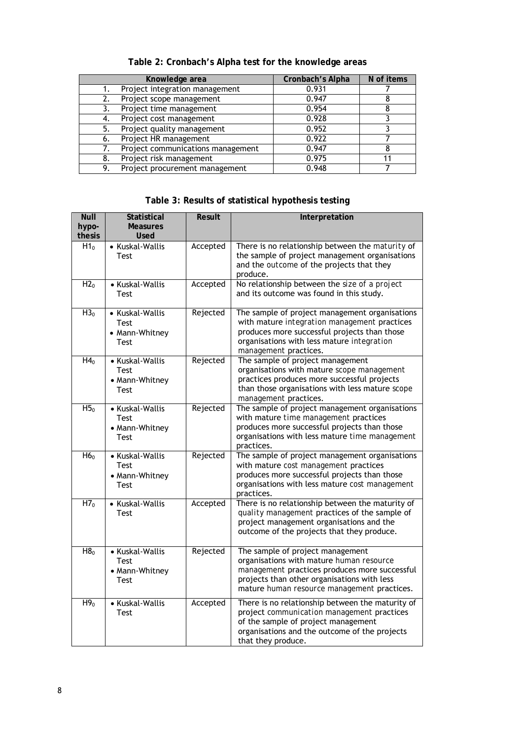**Table 2: Cronbach's Alpha test for the knowledge areas**

| Knowledge area | Cronbach's Alpha | N of items |
|---|---|---|
| 1. Project integration management | 0.931 | 7 |
| 2. Project scope management | 0.947 | 8 |
| 3. Project time management | 0.954 | 8 |
| 4. Project cost management | 0.928 | 3 |
| 5. Project quality management | 0.952 | 3 |
| 6. Project HR management | 0.922 | 7 |
| 7. Project communications management | 0.947 | 8 |
| 8. Project risk management | 0.975 | 11 |
| 9. Project procurement management | 0.948 | 7 |

**Table 3: Results of statistical hypothesis testing**

| Null hypo-thesis | Statistical Measures Used | Result | Interpretation |
|---|---|---|---|
| $H1_0$ | • Kuskal-Wallis Test | Accepted | There is no relationship between the maturity of the sample of project management organisations and the outcome of the projects that they produce. |
| $H2_0$ | • Kuskal-Wallis Test | Accepted | No relationship between the size of a project and its outcome was found in this study. |
| $H3_0$ | • Kuskal-Wallis Test • Mann-Whitney Test | Rejected | The sample of project management organisations with mature integration management practices produces more successful projects than those organisations with less mature integration management practices. |
| $H4_0$ | • Kuskal-Wallis Test • Mann-Whitney Test | Rejected | The sample of project management organisations with mature scope management practices produces more successful projects than those organisations with less mature scope management practices. |
| $H5_0$ | • Kuskal-Wallis Test • Mann-Whitney Test | Rejected | The sample of project management organisations with mature time management practices produces more successful projects than those organisations with less mature time management practices. |
| $H6_0$ | • Kuskal-Wallis Test • Mann-Whitney Test | Rejected | The sample of project management organisations with mature cost management practices produces more successful projects than those organisations with less mature cost management practices. |
| $H7_0$ | • Kuskal-Wallis Test | Accepted | There is no relationship between the maturity of quality management practices of the sample of project management organisations and the outcome of the projects that they produce. |
| $H8_0$ | • Kuskal-Wallis Test • Mann-Whitney Test | Rejected | The sample of project management organisations with mature human resource management practices produces more successful projects than other organisations with less mature human resource management practices. |
| $H9_0$ | • Kuskal-Wallis Test | Accepted | There is no relationship between the maturity of project communication management practices of the sample of project management organisations and the outcome of the projects that they produce. |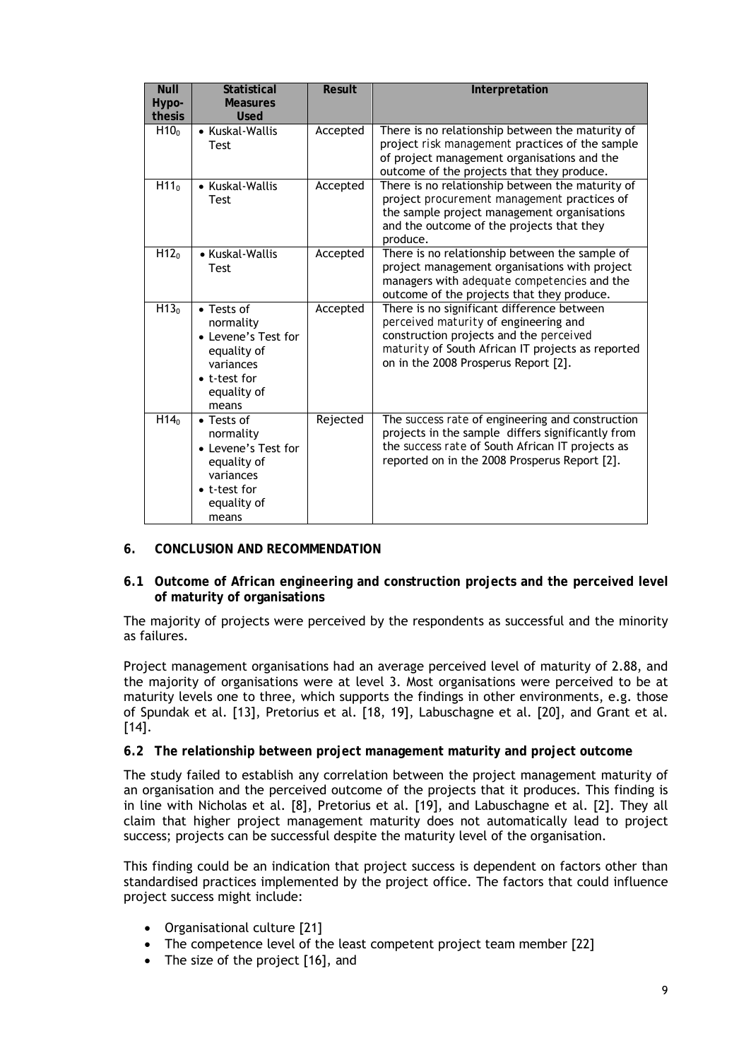| Null Hypo-thesis | Statistical Measures Used | Result | Interpretation |
|---|---|---|---|
| $H10_0$ | • Kuskal-Wallis Test | Accepted | There is no relationship between the maturity of project risk management practices of the sample of project management organisations and the outcome of the projects that they produce. |
| $H11_0$ | • Kuskal-Wallis Test | Accepted | There is no relationship between the maturity of project procurement management practices of the sample project management organisations and the outcome of the projects that they produce. |
| $H12_0$ | • Kuskal-Wallis Test | Accepted | There is no relationship between the sample of project management organisations with project managers with adequate competencies and the outcome of the projects that they produce. |
| $H13_0$ | • Tests of normality • Levene's Test for equality of variances • t-test for equality of means | Accepted | There is no significant difference between perceived maturity of engineering and construction projects and the perceived maturity of South African IT projects as reported on in the 2008 Prosperus Report [2]. |
| $H14_0$ | • Tests of normality • Levene's Test for equality of variances • t-test for equality of means | Rejected | The success rate of engineering and construction projects in the sample differs significantly from the success rate of South African IT projects as reported on in the 2008 Prosperus Report [2]. |

## 6. CONCLUSION AND RECOMMENDATION

### 6.1 Outcome of African engineering and construction projects and the perceived level of maturity of organisations

The majority of projects were perceived by the respondents as successful and the minority as failures.

Project management organisations had an average perceived level of maturity of 2.88, and the majority of organisations were at level 3. Most organisations were perceived to be at maturity levels one to three, which supports the findings in other environments, e.g. those of Spundak et al. [13], Pretorius et al. [18, 19], Labuschagne et al. [20], and Grant et al. [14].

### 6.2 The relationship between project management maturity and project outcome

The study failed to establish any correlation between the project management maturity of an organisation and the perceived outcome of the projects that it produces. This finding is in line with Nicholas et al. [8], Pretorius et al. [19], and Labuschagne et al. [2]. They all claim that higher project management maturity does not automatically lead to project success; projects can be successful despite the maturity level of the organisation.

This finding could be an indication that project success is dependent on factors other than standardised practices implemented by the project office. The factors that could influence project success might include:

- Organisational culture [21]
- The competence level of the least competent project team member [22]
- The size of the project [16], and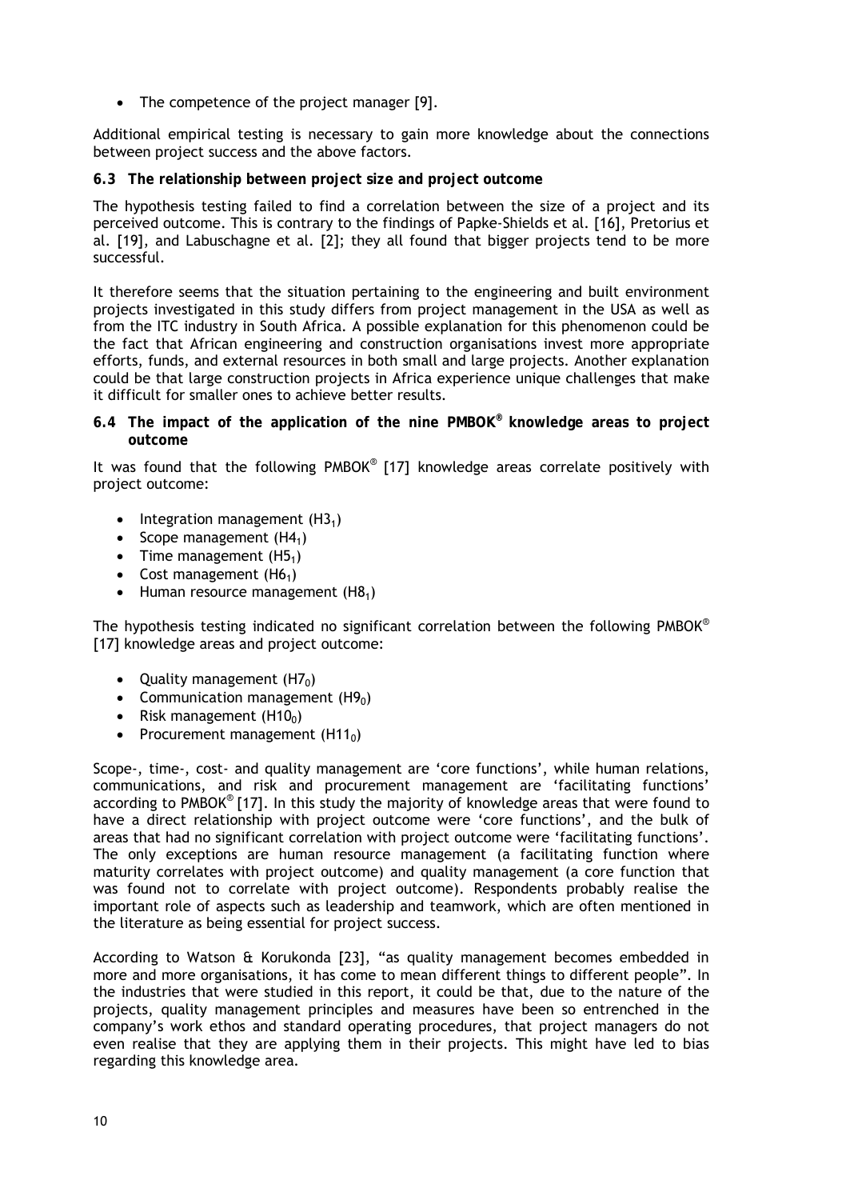- The competence of the project manager [9].

Additional empirical testing is necessary to gain more knowledge about the connections between project success and the above factors.

### 6.3 The relationship between project size and project outcome

The hypothesis testing failed to find a correlation between the size of a project and its perceived outcome. This is contrary to the findings of Papke-Shields et al. [16], Pretorius et al. [19], and Labuschagne et al. [2]; they all found that bigger projects tend to be more successful.

It therefore seems that the situation pertaining to the engineering and built environment projects investigated in this study differs from project management in the USA as well as from the ITC industry in South Africa. A possible explanation for this phenomenon could be the fact that African engineering and construction organisations invest more appropriate efforts, funds, and external resources in both small and large projects. Another explanation could be that large construction projects in Africa experience unique challenges that make it difficult for smaller ones to achieve better results.

### 6.4 The impact of the application of the nine PMBOK® knowledge areas to project outcome

It was found that the following PMBOK® [17] knowledge areas correlate positively with project outcome:

- Integration management ($H3_1$)
- Scope management ($H4_1$)
- Time management ($H5_1$)
- Cost management ($H6_1$)
- Human resource management ($H8_1$)

The hypothesis testing indicated no significant correlation between the following PMBOK® [17] knowledge areas and project outcome:

- Quality management ($H7_0$)
- Communication management ($H9_0$)
- Risk management ($H10_0$)
- Procurement management ($H11_0$)

Scope-, time-, cost- and quality management are 'core functions', while human relations, communications, and risk and procurement management are 'facilitating functions' according to PMBOK® [17]. In this study the majority of knowledge areas that were found to have a direct relationship with project outcome were 'core functions', and the bulk of areas that had no significant correlation with project outcome were 'facilitating functions'. The only exceptions are human resource management (a facilitating function where maturity correlates with project outcome) and quality management (a core function that was found not to correlate with project outcome). Respondents probably realise the important role of aspects such as leadership and teamwork, which are often mentioned in the literature as being essential for project success.

According to Watson & Korukonda [23], "as quality management becomes embedded in more and more organisations, it has come to mean different things to different people". In the industries that were studied in this report, it could be that, due to the nature of the projects, quality management principles and measures have been so entrenched in the company's work ethos and standard operating procedures, that project managers do not even realise that they are applying them in their projects. This might have led to bias regarding this knowledge area.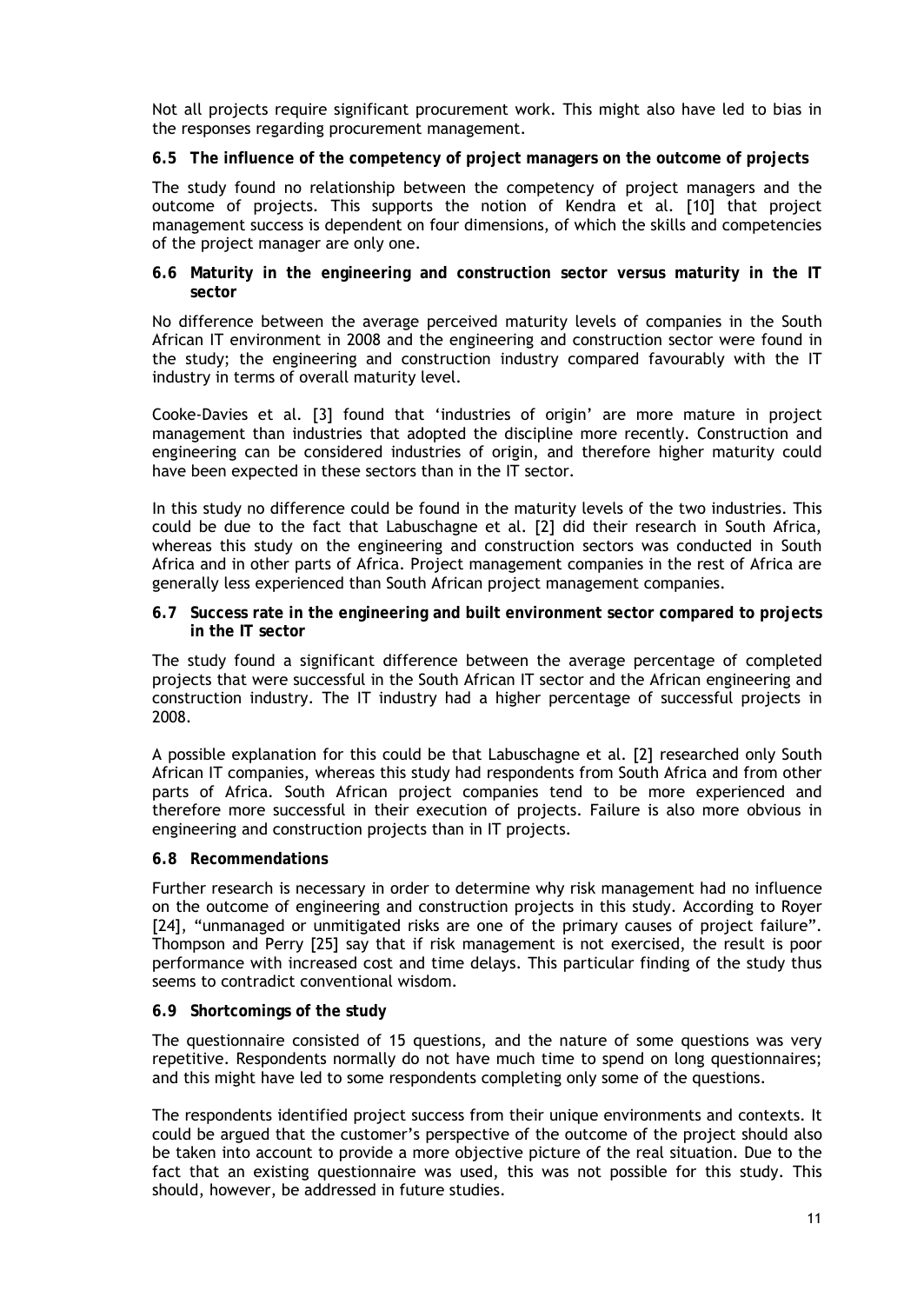Not all projects require significant procurement work. This might also have led to bias in the responses regarding procurement management.

### 6.5 The influence of the competency of project managers on the outcome of projects

The study found no relationship between the competency of project managers and the outcome of projects. This supports the notion of Kendra et al. [10] that project management success is dependent on four dimensions, of which the skills and competencies of the project manager are only one.

### 6.6 Maturity in the engineering and construction sector versus maturity in the IT sector

No difference between the average perceived maturity levels of companies in the South African IT environment in 2008 and the engineering and construction sector were found in the study; the engineering and construction industry compared favourably with the IT industry in terms of overall maturity level.

Cooke-Davies et al. [3] found that 'industries of origin' are more mature in project management than industries that adopted the discipline more recently. Construction and engineering can be considered industries of origin, and therefore higher maturity could have been expected in these sectors than in the IT sector.

In this study no difference could be found in the maturity levels of the two industries. This could be due to the fact that Labuschagne et al. [2] did their research in South Africa, whereas this study on the engineering and construction sectors was conducted in South Africa and in other parts of Africa. Project management companies in the rest of Africa are generally less experienced than South African project management companies.

### 6.7 Success rate in the engineering and built environment sector compared to projects in the IT sector

The study found a significant difference between the average percentage of completed projects that were successful in the South African IT sector and the African engineering and construction industry. The IT industry had a higher percentage of successful projects in 2008.

A possible explanation for this could be that Labuschagne et al. [2] researched only South African IT companies, whereas this study had respondents from South Africa and from other parts of Africa. South African project companies tend to be more experienced and therefore more successful in their execution of projects. Failure is also more obvious in engineering and construction projects than in IT projects.

### 6.8 Recommendations

Further research is necessary in order to determine why risk management had no influence on the outcome of engineering and construction projects in this study. According to Royer [24], "unmanaged or unmitigated risks are one of the primary causes of project failure". Thompson and Perry [25] say that if risk management is not exercised, the result is poor performance with increased cost and time delays. This particular finding of the study thus seems to contradict conventional wisdom.

### 6.9 Shortcomings of the study

The questionnaire consisted of 15 questions, and the nature of some questions was very repetitive. Respondents normally do not have much time to spend on long questionnaires; and this might have led to some respondents completing only some of the questions.

The respondents identified project success from their unique environments and contexts. It could be argued that the customer's perspective of the outcome of the project should also be taken into account to provide a more objective picture of the real situation. Due to the fact that an existing questionnaire was used, this was not possible for this study. This should, however, be addressed in future studies.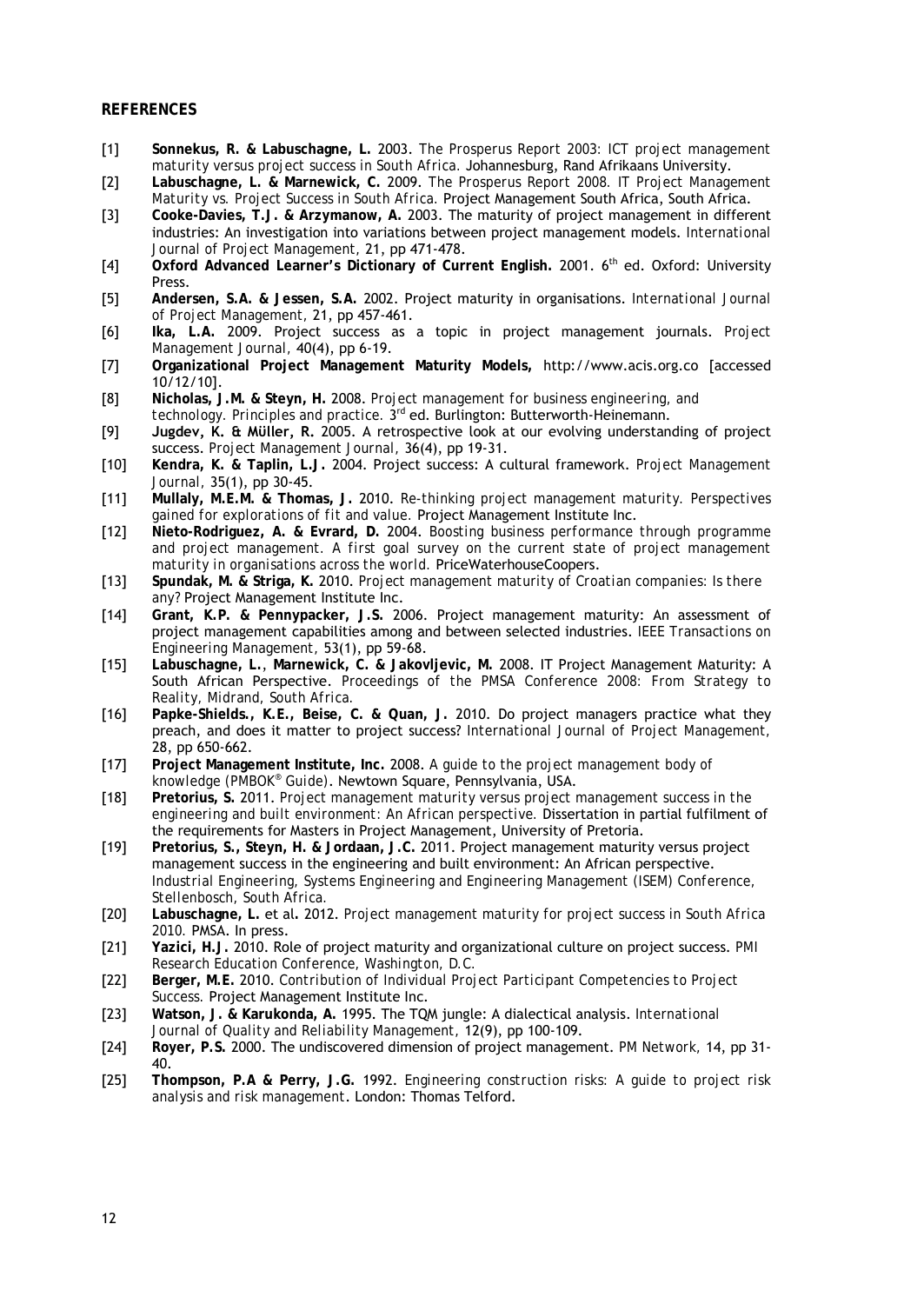## REFERENCES

[1] **Sonnekus, R. & Labuschagne, L.** 2003. *The Prosperus Report 2003: ICT project management maturity versus project success in South Africa.* Johannesburg, Rand Afrikaans University.

[2] **Labuschagne, L. & Marnewick, C.** 2009. *The Prosperus Report 2008. IT Project Management Maturity vs. Project Success in South Africa.* Project Management South Africa, South Africa.

[3] **Cooke-Davies, T.J. & Arzymanow, A.** 2003. The maturity of project management in different industries: An investigation into variations between project management models. *International Journal of Project Management,* 21, pp 471-478.

[4] **Oxford Advanced Learner's Dictionary of Current English.** 2001. 6th ed. Oxford: University Press.

[5] **Andersen, S.A. & Jessen, S.A.** 2002. Project maturity in organisations. *International Journal of Project Management,* 21, pp 457-461.

[6] **Ika, L.A.** 2009. Project success as a topic in project management journals. *Project Management Journal,* 40(4), pp 6-19.

[7] **Organizational Project Management Maturity Models,** http://www.acis.org.co [accessed 10/12/10].

[8] **Nicholas, J.M. & Steyn, H.** 2008. *Project management for business engineering, and technology. Principles and practice.* 3rd ed. Burlington: Butterworth-Heinemann.

[9] **Jugdev, K. & Müller, R.** 2005. A retrospective look at our evolving understanding of project success. *Project Management Journal,* 36(4), pp 19-31.

[10] **Kendra, K. & Taplin, L.J.** 2004. Project success: A cultural framework. *Project Management Journal,* 35(1), pp 30-45.

[11] **Mullaly, M.E.M. & Thomas, J.** 2010. *Re-thinking project management maturity. Perspectives gained for explorations of fit and value.* Project Management Institute Inc.

[12] **Nieto-Rodriguez, A. & Evrard, D.** 2004. *Boosting business performance through programme and project management. A first goal survey on the current state of project management maturity in organisations across the world.* PriceWaterhouseCoopers.

[13] **Spundak, M. & Striga, K.** 2010. *Project management maturity of Croatian companies: Is there any?* Project Management Institute Inc.

[14] **Grant, K.P. & Pennypacker, J.S.** 2006. Project management maturity: An assessment of project management capabilities among and between selected industries. *IEEE Transactions on Engineering Management,* 53(1), pp 59-68.

[15] **Labuschagne, L., Marnewick, C. & Jakovljevic, M.** 2008. IT Project Management Maturity: A South African Perspective. *Proceedings of the PMSA Conference 2008: From Strategy to Reality, Midrand, South Africa.*

[16] **Papke-Shields., K.E., Beise, C. & Quan, J.** 2010. Do project managers practice what they preach, and does it matter to project success? *International Journal of Project Management,* 28, pp 650-662.

[17] **Project Management Institute, Inc.** 2008. *A guide to the project management body of knowledge (PMBOK® Guide).* Newtown Square, Pennsylvania, USA.

[18] **Pretorius, S.** 2011. *Project management maturity versus project management success in the engineering and built environment: An African perspective.* Dissertation in partial fulfilment of the requirements for Masters in Project Management, University of Pretoria.

[19] **Pretorius, S., Steyn, H. & Jordaan, J.C.** 2011. Project management maturity versus project management success in the engineering and built environment: An African perspective. *Industrial Engineering, Systems Engineering and Engineering Management (ISEM) Conference, Stellenbosch, South Africa.*

[20] **Labuschagne, L.** et al. 2012. *Project management maturity for project success in South Africa 2010.* PMSA. In press.

[21] **Yazici, H.J.** 2010. Role of project maturity and organizational culture on project success. *PMI Research Education Conference, Washington, D.C.*

[22] **Berger, M.E.** 2010. *Contribution of Individual Project Participant Competencies to Project Success.* Project Management Institute Inc.

[23] **Watson, J. & Karukonda, A.** 1995. The TQM jungle: A dialectical analysis. *International Journal of Quality and Reliability Management,* 12(9), pp 100-109.

[24] **Royer, P.S.** 2000. The undiscovered dimension of project management. *PM Network,* 14, pp 31-40.

[25] **Thompson, P.A & Perry, J.G.** 1992. *Engineering construction risks: A guide to project risk analysis and risk management.* London: Thomas Telford.